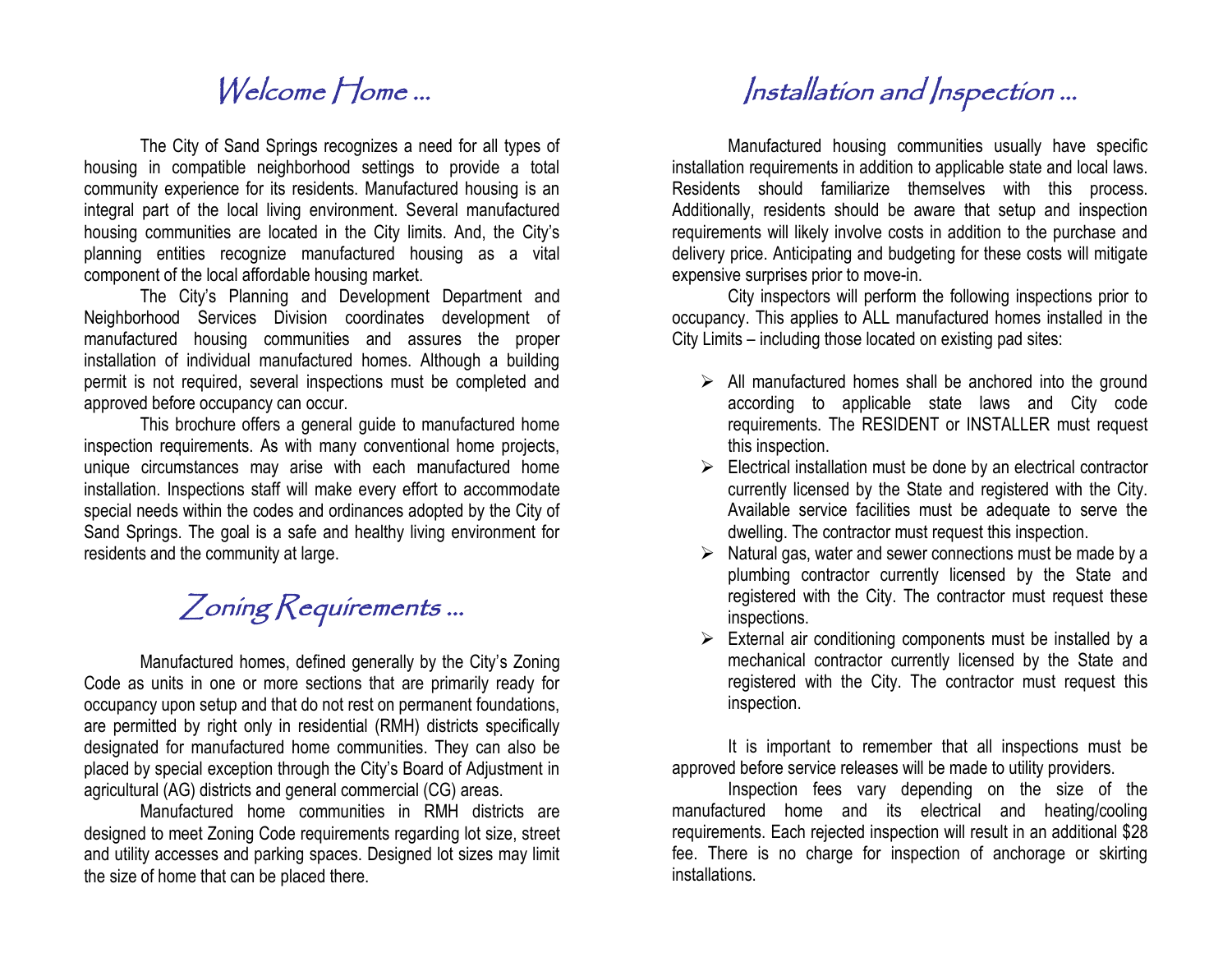# Welcome Home ...

The City of Sand Springs recognizes a need for all types of housing in compatible neighborhood settings to provide a total community experience for its residents. Manufactured housing is an integral part of the local living environment. Several manufactured housing communities are located in the City limits. And, the City's planning entities recognize manufactured housing as a vital component of the local affordable housing market.

The City's Planning and Development Department and Neighborhood Services Division coordinates development of manufactured housing communities and assures the proper installation of individual manufactured homes. Although a building permit is not required, several inspections must be completed and approved before occupancy can occur.

This brochure offers a general guide to manufactured home inspection requirements. As with many conventional home projects, unique circumstances may arise with each manufactured home installation. Inspections staff will make every effort to accommodate special needs within the codes and ordinances adopted by the City of Sand Springs. The goal is a safe and healthy living environment for residents and the community at large.

# Zoning Requirements ...

Manufactured homes, defined generally by the City's Zoning Code as units in one or more sections that are primarily ready for occupancy upon setup and that do not rest on permanent foundations, are permitted by right only in residential (RMH) districts specifically designated for manufactured home communities. They can also be placed by special exception through the City's Board of Adjustment in agricultural (AG) districts and general commercial (CG) areas.

Manufactured home communities in RMH districts are designed to meet Zoning Code requirements regarding lot size, street and utility accesses and parking spaces. Designed lot sizes may limit the size of home that can be placed there.

# Installation and Inspection ...

Manufactured housing communities usually have specific installation requirements in addition to applicable state and local laws. Residents should familiarize themselves with this process. Additionally, residents should be aware that setup and inspection requirements will likely involve costs in addition to the purchase and delivery price. Anticipating and budgeting for these costs will mitigate expensive surprises prior to move-in.

City inspectors will perform the following inspections prior to occupancy. This applies to ALL manufactured homes installed in the City Limits – including those located on existing pad sites:

- All manufactured homes shall be anchored into the ground according to applicable state laws and City code requirements. The RESIDENT or INSTALLER must request this inspection.
- Electrical installation must be done by an electrical contractor currently licensed by the State and registered with the City. Available service facilities must be adequate to serve the dwelling. The contractor must request this inspection.
- Natural gas, water and sewer connections must be made by a plumbing contractor currently licensed by the State and registered with the City. The contractor must request these inspections.
- External air conditioning components must be installed by a mechanical contractor currently licensed by the State and registered with the City. The contractor must request this inspection.

It is important to remember that all inspections must be approved before service releases will be made to utility providers.

Inspection fees vary depending on the size of the manufactured home and its electrical and heating/cooling requirements. Each rejected inspection will result in an additional $28 fee. There is no charge for inspection of anchorage or skirting installations.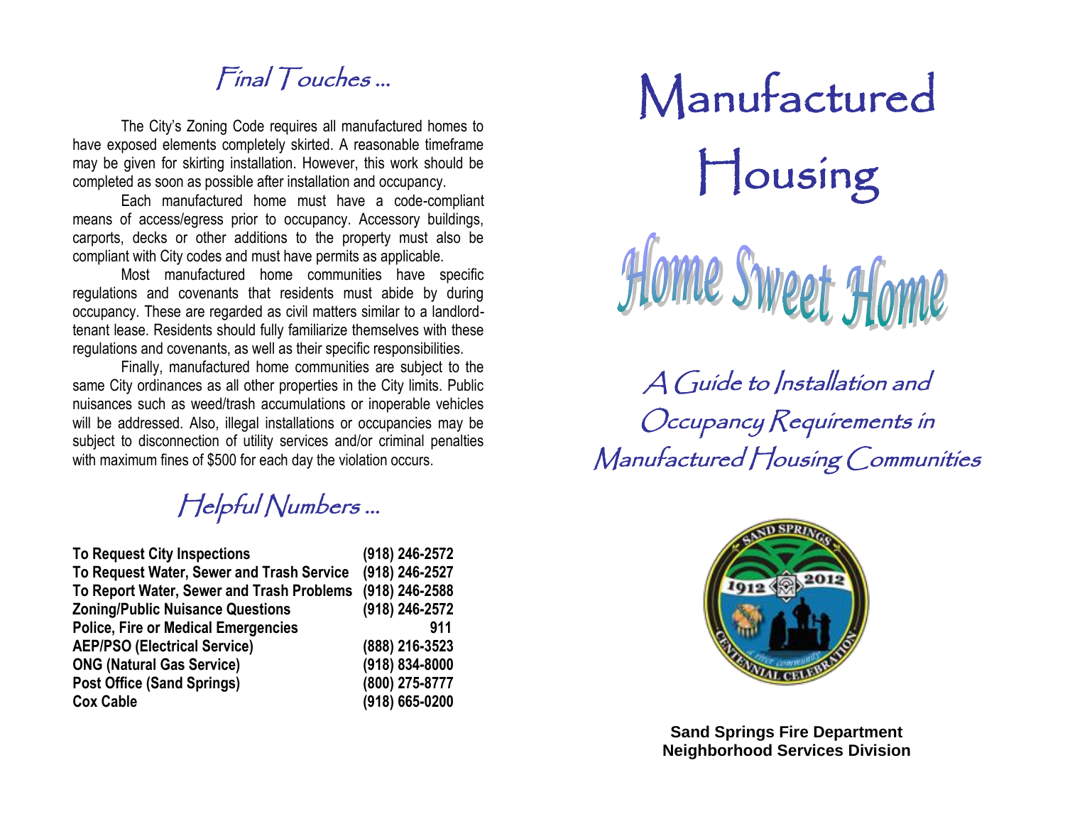## Final Touches ...

The City's Zoning Code requires all manufactured homes to have exposed elements completely skirted. A reasonable timeframe may be given for skirting installation. However, this work should be completed as soon as possible after installation and occupancy.

Each manufactured home must have a code-compliant means of access/egress prior to occupancy. Accessory buildings, carports, decks or other additions to the property must also be compliant with City codes and must have permits as applicable.

Most manufactured home communities have specific regulations and covenants that residents must abide by during occupancy. These are regarded as civil matters similar to a landlord-tenant lease. Residents should fully familiarize themselves with these regulations and covenants, as well as their specific responsibilities.

Finally, manufactured home communities are subject to the same City ordinances as all other properties in the City limits. Public nuisances such as weed/trash accumulations or inoperable vehicles will be addressed. Also, illegal installations or occupancies may be subject to disconnection of utility services and/or criminal penalties with maximum fines of $500 for each day the violation occurs.

## Helpful Numbers ...

| | |
|---|---|
| **To Request City Inspections** | **(918) 246-2572** |
| **To Request Water, Sewer and Trash Service** | **(918) 246-2527** |
| **To Report Water, Sewer and Trash Problems** | **(918) 246-2588** |
| **Zoning/Public Nuisance Questions** | **(918) 246-2572** |
| **Police, Fire or Medical Emergencies** | **911** |
| **AEP/PSO (Electrical Service)** | **(888) 216-3523** |
| **ONG (Natural Gas Service)** | **(918) 834-8000** |
| **Post Office (Sand Springs)** | **(800) 275-8777** |
| **Cox Cable** | **(918) 665-0200** |

# Manufactured Housing

## Home Sweet Home

### A Guide to Installation and Occupancy Requirements in Manufactured Housing Communities

SAND SPRINGS 1912 2012 CENTENNIAL CELEBRATION a river community

**Sand Springs Fire Department**
**Neighborhood Services Division**